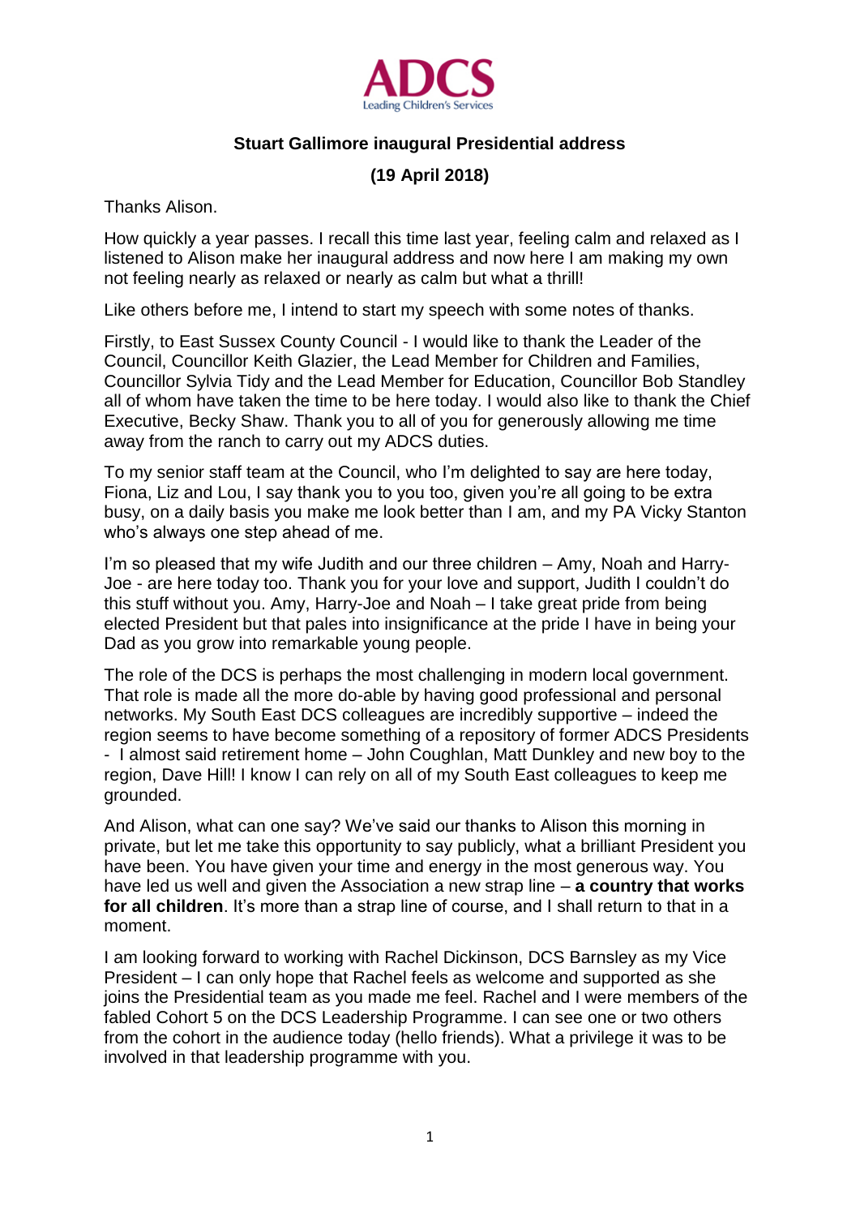**Stuart Gallimore inaugural Presidential address**

**(19 April 2018)**

Thanks Alison.

How quickly a year passes. I recall this time last year, feeling calm and relaxed as I listened to Alison make her inaugural address and now here I am making my own not feeling nearly as relaxed or nearly as calm but what a thrill!

Like others before me, I intend to start my speech with some notes of thanks.

Firstly, to East Sussex County Council - I would like to thank the Leader of the Council, Councillor Keith Glazier, the Lead Member for Children and Families, Councillor Sylvia Tidy and the Lead Member for Education, Councillor Bob Standley all of whom have taken the time to be here today. I would also like to thank the Chief Executive, Becky Shaw. Thank you to all of you for generously allowing me time away from the ranch to carry out my ADCS duties.

To my senior staff team at the Council, who I'm delighted to say are here today, Fiona, Liz and Lou, I say thank you to you too, given you're all going to be extra busy, on a daily basis you make me look better than I am, and my PA Vicky Stanton who's always one step ahead of me.

I'm so pleased that my wife Judith and our three children – Amy, Noah and Harry-Joe - are here today too. Thank you for your love and support, Judith I couldn't do this stuff without you. Amy, Harry-Joe and Noah – I take great pride from being elected President but that pales into insignificance at the pride I have in being your Dad as you grow into remarkable young people.

The role of the DCS is perhaps the most challenging in modern local government. That role is made all the more do-able by having good professional and personal networks. My South East DCS colleagues are incredibly supportive – indeed the region seems to have become something of a repository of former ADCS Presidents - I almost said retirement home – John Coughlan, Matt Dunkley and new boy to the region, Dave Hill! I know I can rely on all of my South East colleagues to keep me grounded.

And Alison, what can one say? We've said our thanks to Alison this morning in private, but let me take this opportunity to say publicly, what a brilliant President you have been. You have given your time and energy in the most generous way. You have led us well and given the Association a new strap line – **a country that works for all children**. It's more than a strap line of course, and I shall return to that in a moment.

I am looking forward to working with Rachel Dickinson, DCS Barnsley as my Vice President – I can only hope that Rachel feels as welcome and supported as she joins the Presidential team as you made me feel. Rachel and I were members of the fabled Cohort 5 on the DCS Leadership Programme. I can see one or two others from the cohort in the audience today (hello friends). What a privilege it was to be involved in that leadership programme with you.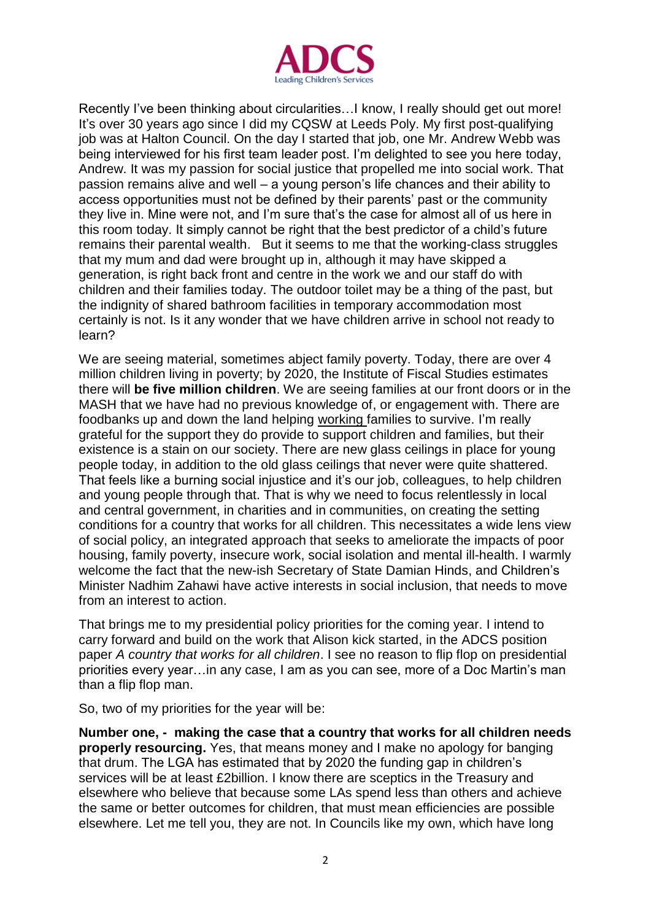Recently I've been thinking about circularities…I know, I really should get out more! It's over 30 years ago since I did my CQSW at Leeds Poly. My first post-qualifying job was at Halton Council. On the day I started that job, one Mr. Andrew Webb was being interviewed for his first team leader post. I'm delighted to see you here today, Andrew. It was my passion for social justice that propelled me into social work. That passion remains alive and well – a young person's life chances and their ability to access opportunities must not be defined by their parents' past or the community they live in. Mine were not, and I'm sure that's the case for almost all of us here in this room today. It simply cannot be right that the best predictor of a child's future remains their parental wealth.  But it seems to me that the working-class struggles that my mum and dad were brought up in, although it may have skipped a generation, is right back front and centre in the work we and our staff do with children and their families today. The outdoor toilet may be a thing of the past, but the indignity of shared bathroom facilities in temporary accommodation most certainly is not. Is it any wonder that we have children arrive in school not ready to learn?

We are seeing material, sometimes abject family poverty. Today, there are over 4 million children living in poverty; by 2020, the Institute of Fiscal Studies estimates there will **be five million children**. We are seeing families at our front doors or in the MASH that we have had no previous knowledge of, or engagement with. There are foodbanks up and down the land helping <u>working</u> families to survive. I'm really grateful for the support they do provide to support children and families, but their existence is a stain on our society. There are new glass ceilings in place for young people today, in addition to the old glass ceilings that never were quite shattered. That feels like a burning social injustice and it's our job, colleagues, to help children and young people through that. That is why we need to focus relentlessly in local and central government, in charities and in communities, on creating the setting conditions for a country that works for all children. This necessitates a wide lens view of social policy, an integrated approach that seeks to ameliorate the impacts of poor housing, family poverty, insecure work, social isolation and mental ill-health. I warmly welcome the fact that the new-ish Secretary of State Damian Hinds, and Children's Minister Nadhim Zahawi have active interests in social inclusion, that needs to move from an interest to action.

That brings me to my presidential policy priorities for the coming year. I intend to carry forward and build on the work that Alison kick started, in the ADCS position paper *A country that works for all children*. I see no reason to flip flop on presidential priorities every year…in any case, I am as you can see, more of a Doc Martin's man than a flip flop man.

So, two of my priorities for the year will be:

**Number one, -  making the case that a country that works for all children needs properly resourcing.** Yes, that means money and I make no apology for banging that drum. The LGA has estimated that by 2020 the funding gap in children's services will be at least £2billion. I know there are sceptics in the Treasury and elsewhere who believe that because some LAs spend less than others and achieve the same or better outcomes for children, that must mean efficiencies are possible elsewhere. Let me tell you, they are not. In Councils like my own, which have long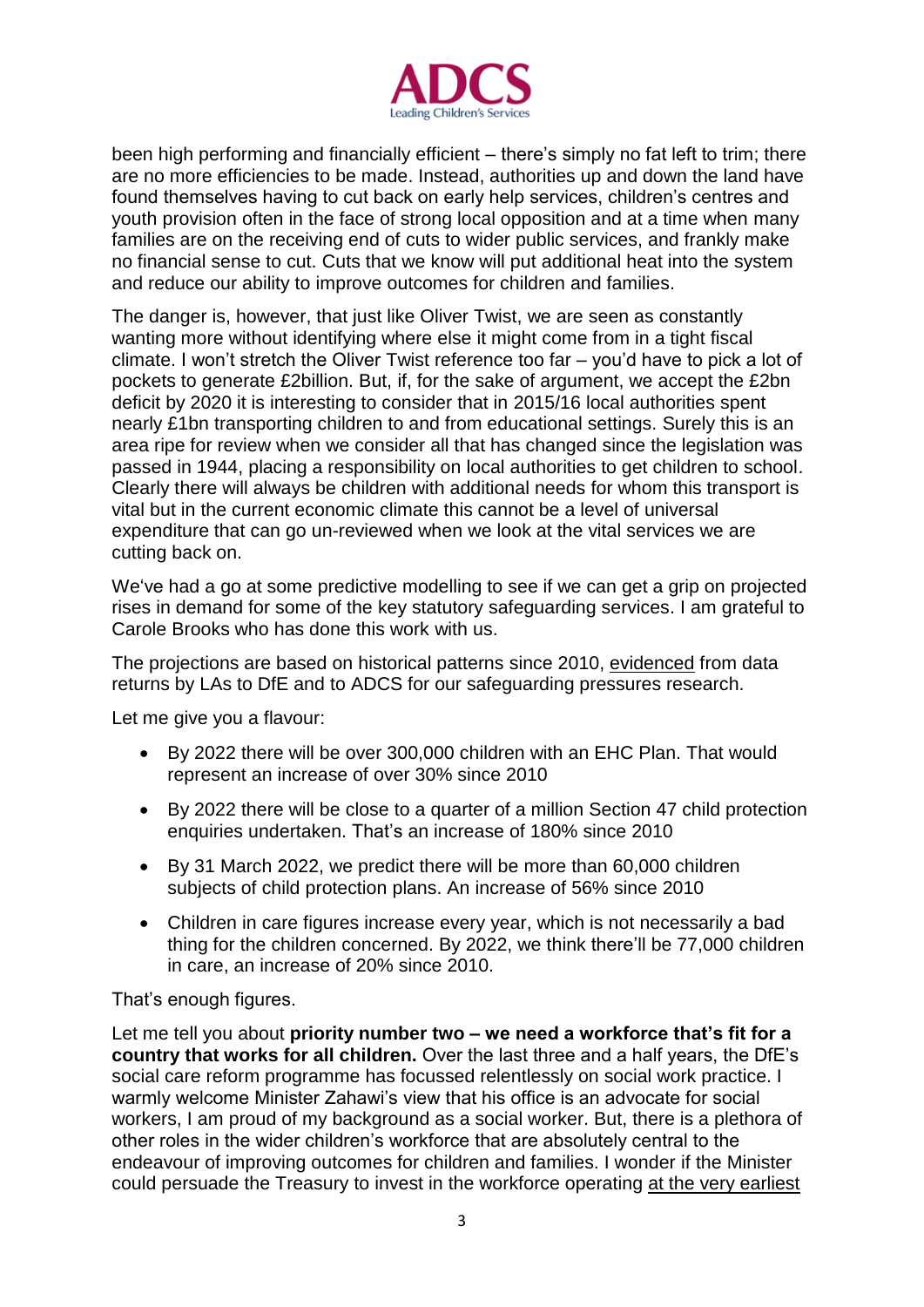been high performing and financially efficient – there's simply no fat left to trim; there are no more efficiencies to be made. Instead, authorities up and down the land have found themselves having to cut back on early help services, children's centres and youth provision often in the face of strong local opposition and at a time when many families are on the receiving end of cuts to wider public services, and frankly make no financial sense to cut. Cuts that we know will put additional heat into the system and reduce our ability to improve outcomes for children and families.

The danger is, however, that just like Oliver Twist, we are seen as constantly wanting more without identifying where else it might come from in a tight fiscal climate. I won't stretch the Oliver Twist reference too far – you'd have to pick a lot of pockets to generate £2billion. But, if, for the sake of argument, we accept the £2bn deficit by 2020 it is interesting to consider that in 2015/16 local authorities spent nearly £1bn transporting children to and from educational settings. Surely this is an area ripe for review when we consider all that has changed since the legislation was passed in 1944, placing a responsibility on local authorities to get children to school. Clearly there will always be children with additional needs for whom this transport is vital but in the current economic climate this cannot be a level of universal expenditure that can go un-reviewed when we look at the vital services we are cutting back on.

We've had a go at some predictive modelling to see if we can get a grip on projected rises in demand for some of the key statutory safeguarding services. I am grateful to Carole Brooks who has done this work with us.

The projections are based on historical patterns since 2010, evidenced from data returns by LAs to DfE and to ADCS for our safeguarding pressures research.

Let me give you a flavour:

- By 2022 there will be over 300,000 children with an EHC Plan. That would represent an increase of over 30% since 2010
- By 2022 there will be close to a quarter of a million Section 47 child protection enquiries undertaken. That's an increase of 180% since 2010
- By 31 March 2022, we predict there will be more than 60,000 children subjects of child protection plans. An increase of 56% since 2010
- Children in care figures increase every year, which is not necessarily a bad thing for the children concerned. By 2022, we think there'll be 77,000 children in care, an increase of 20% since 2010.

That's enough figures.

Let me tell you about **priority number two – we need a workforce that's fit for a country that works for all children.** Over the last three and a half years, the DfE's social care reform programme has focussed relentlessly on social work practice. I warmly welcome Minister Zahawi's view that his office is an advocate for social workers, I am proud of my background as a social worker. But, there is a plethora of other roles in the wider children's workforce that are absolutely central to the endeavour of improving outcomes for children and families. I wonder if the Minister could persuade the Treasury to invest in the workforce operating at the very earliest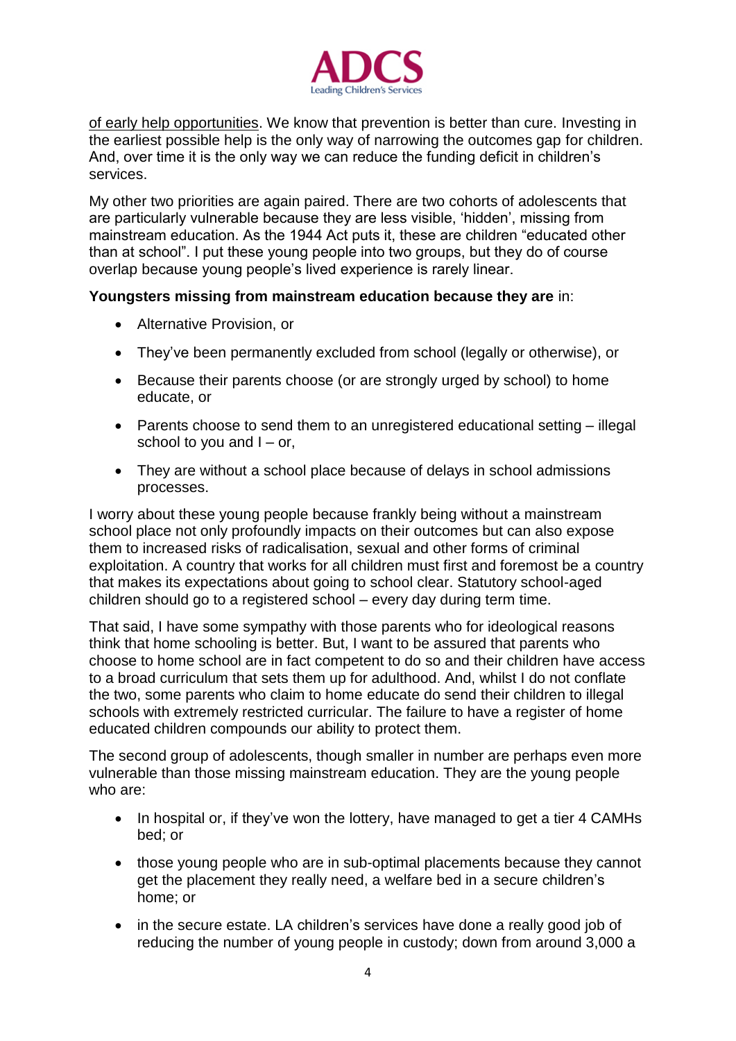of early help opportunities. We know that prevention is better than cure. Investing in the earliest possible help is the only way of narrowing the outcomes gap for children. And, over time it is the only way we can reduce the funding deficit in children's services.

My other two priorities are again paired. There are two cohorts of adolescents that are particularly vulnerable because they are less visible, 'hidden', missing from mainstream education. As the 1944 Act puts it, these are children "educated other than at school". I put these young people into two groups, but they do of course overlap because young people's lived experience is rarely linear.

**Youngsters missing from mainstream education because they are** in:

- Alternative Provision, or
- They've been permanently excluded from school (legally or otherwise), or
- Because their parents choose (or are strongly urged by school) to home educate, or
- Parents choose to send them to an unregistered educational setting – illegal school to you and I – or,
- They are without a school place because of delays in school admissions processes.

I worry about these young people because frankly being without a mainstream school place not only profoundly impacts on their outcomes but can also expose them to increased risks of radicalisation, sexual and other forms of criminal exploitation. A country that works for all children must first and foremost be a country that makes its expectations about going to school clear. Statutory school-aged children should go to a registered school – every day during term time.

That said, I have some sympathy with those parents who for ideological reasons think that home schooling is better. But, I want to be assured that parents who choose to home school are in fact competent to do so and their children have access to a broad curriculum that sets them up for adulthood. And, whilst I do not conflate the two, some parents who claim to home educate do send their children to illegal schools with extremely restricted curricular. The failure to have a register of home educated children compounds our ability to protect them.

The second group of adolescents, though smaller in number are perhaps even more vulnerable than those missing mainstream education. They are the young people who are:

- In hospital or, if they've won the lottery, have managed to get a tier 4 CAMHs bed; or
- those young people who are in sub-optimal placements because they cannot get the placement they really need, a welfare bed in a secure children's home; or
- in the secure estate. LA children's services have done a really good job of reducing the number of young people in custody; down from around 3,000 a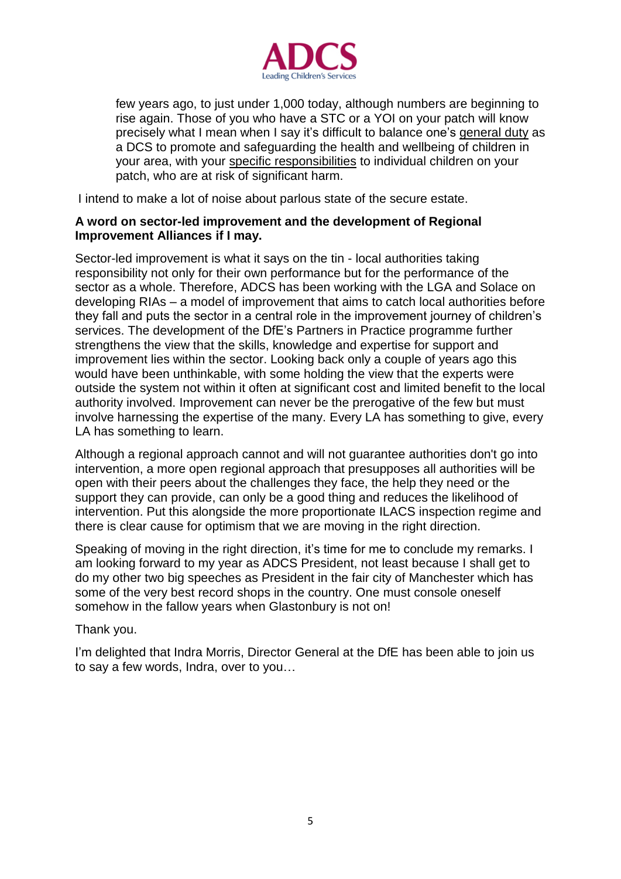few years ago, to just under 1,000 today, although numbers are beginning to rise again. Those of you who have a STC or a YOI on your patch will know precisely what I mean when I say it's difficult to balance one's general duty as a DCS to promote and safeguarding the health and wellbeing of children in your area, with your specific responsibilities to individual children on your patch, who are at risk of significant harm.

I intend to make a lot of noise about parlous state of the secure estate.

**A word on sector-led improvement and the development of Regional Improvement Alliances if I may.**

Sector-led improvement is what it says on the tin - local authorities taking responsibility not only for their own performance but for the performance of the sector as a whole. Therefore, ADCS has been working with the LGA and Solace on developing RIAs – a model of improvement that aims to catch local authorities before they fall and puts the sector in a central role in the improvement journey of children's services. The development of the DfE's Partners in Practice programme further strengthens the view that the skills, knowledge and expertise for support and improvement lies within the sector. Looking back only a couple of years ago this would have been unthinkable, with some holding the view that the experts were outside the system not within it often at significant cost and limited benefit to the local authority involved. Improvement can never be the prerogative of the few but must involve harnessing the expertise of the many. Every LA has something to give, every LA has something to learn.

Although a regional approach cannot and will not guarantee authorities don't go into intervention, a more open regional approach that presupposes all authorities will be open with their peers about the challenges they face, the help they need or the support they can provide, can only be a good thing and reduces the likelihood of intervention. Put this alongside the more proportionate ILACS inspection regime and there is clear cause for optimism that we are moving in the right direction.

Speaking of moving in the right direction, it's time for me to conclude my remarks. I am looking forward to my year as ADCS President, not least because I shall get to do my other two big speeches as President in the fair city of Manchester which has some of the very best record shops in the country. One must console oneself somehow in the fallow years when Glastonbury is not on!

Thank you.

I'm delighted that Indra Morris, Director General at the DfE has been able to join us to say a few words, Indra, over to you…